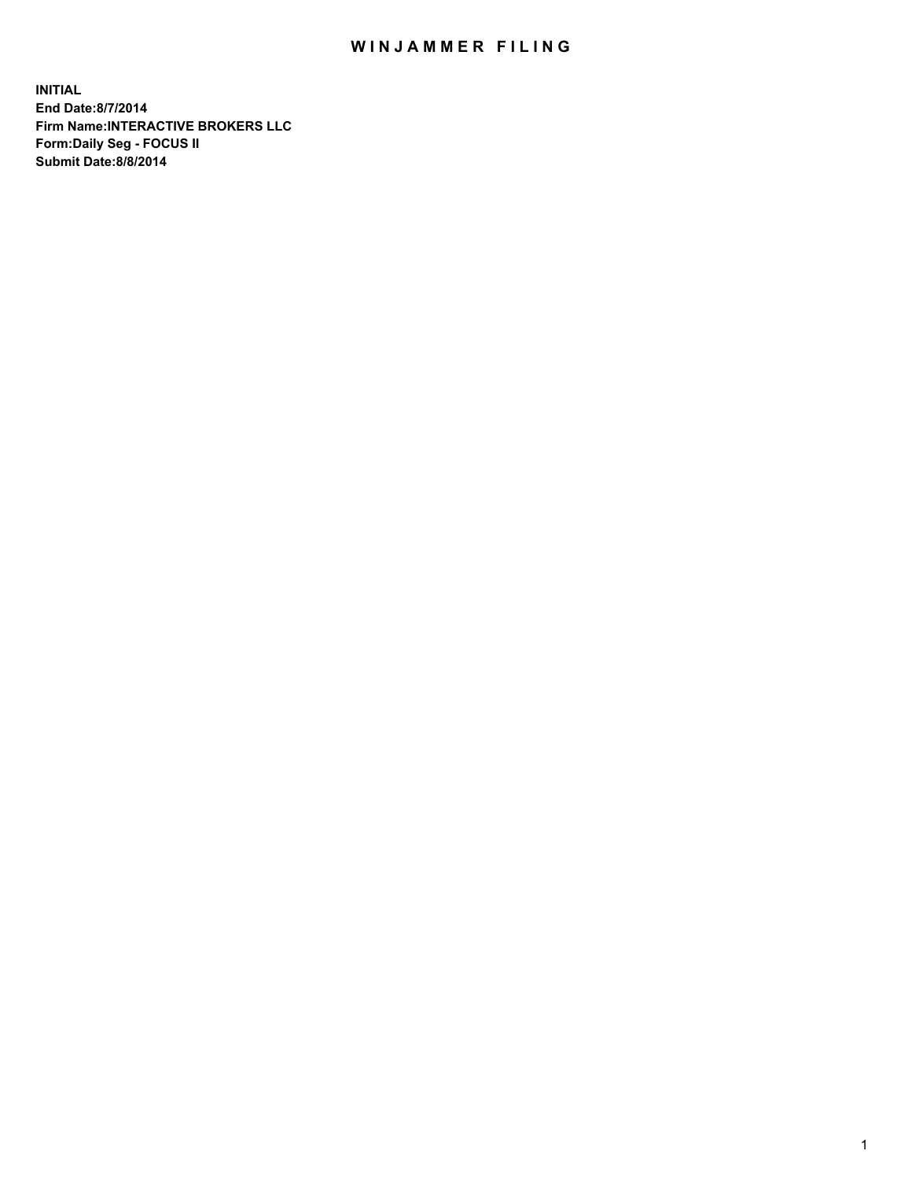# WINJAMMER FILING

**INITIAL**
**End Date:8/7/2014**
**Firm Name:INTERACTIVE BROKERS LLC**
**Form:Daily Seg - FOCUS II**
**Submit Date:8/8/2014**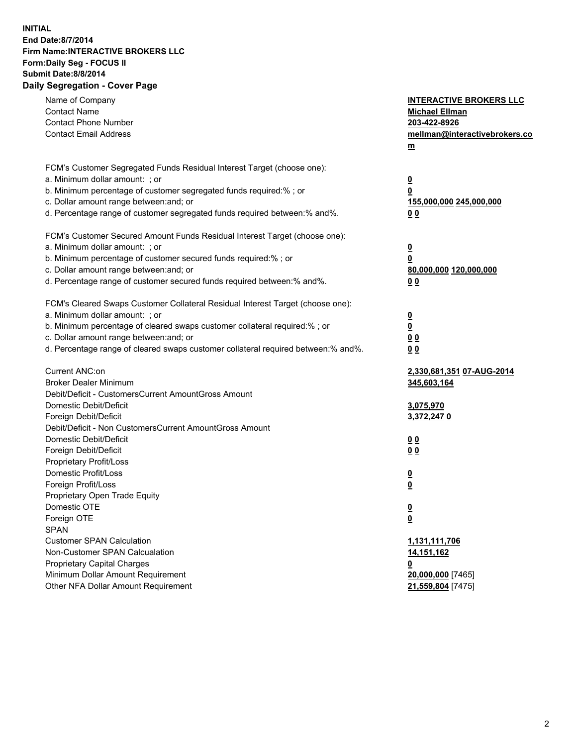**INITIAL**
**End Date:8/7/2014**
**Firm Name:INTERACTIVE BROKERS LLC**
**Form:Daily Seg - FOCUS II**
**Submit Date:8/8/2014**

## Daily Segregation - Cover Page

| | |
|---|---|
| Name of Company | **INTERACTIVE BROKERS LLC** |
| Contact Name | **Michael Ellman** |
| Contact Phone Number | **203-422-8926** |
| Contact Email Address | **mellman@interactivebrokers.com** |
| FCM's Customer Segregated Funds Residual Interest Target (choose one): | |
| a. Minimum dollar amount: ; or | **0** |
| b. Minimum percentage of customer segregated funds required:% ; or | **0** |
| c. Dollar amount range between:and; or | **155,000,000 245,000,000** |
| d. Percentage range of customer segregated funds required between:% and%. | **0 0** |
| FCM's Customer Secured Amount Funds Residual Interest Target (choose one): | |
| a. Minimum dollar amount: ; or | **0** |
| b. Minimum percentage of customer secured funds required:% ; or | **0** |
| c. Dollar amount range between:and; or | **80,000,000 120,000,000** |
| d. Percentage range of customer secured funds required between:% and%. | **0 0** |
| FCM's Cleared Swaps Customer Collateral Residual Interest Target (choose one): | |
| a. Minimum dollar amount: ; or | **0** |
| b. Minimum percentage of cleared swaps customer collateral required:% ; or | **0** |
| c. Dollar amount range between:and; or | **0 0** |
| d. Percentage range of cleared swaps customer collateral required between:% and%. | **0 0** |
| Current ANC:on | **2,330,681,351 07-AUG-2014** |
| Broker Dealer Minimum | **345,603,164** |
| Debit/Deficit - CustomersCurrent AmountGross Amount | |
| Domestic Debit/Deficit | **3,075,970** |
| Foreign Debit/Deficit | **3,372,247 0** |
| Debit/Deficit - Non CustomersCurrent AmountGross Amount | |
| Domestic Debit/Deficit | **0 0** |
| Foreign Debit/Deficit | **0 0** |
| Proprietary Profit/Loss | |
| Domestic Profit/Loss | **0** |
| Foreign Profit/Loss | **0** |
| Proprietary Open Trade Equity | |
| Domestic OTE | **0** |
| Foreign OTE | **0** |
| SPAN | |
| Customer SPAN Calculation | **1,131,111,706** |
| Non-Customer SPAN Calcualation | **14,151,162** |
| Proprietary Capital Charges | **0** |
| Minimum Dollar Amount Requirement | **20,000,000** [7465] |
| Other NFA Dollar Amount Requirement | **21,559,804** [7475] |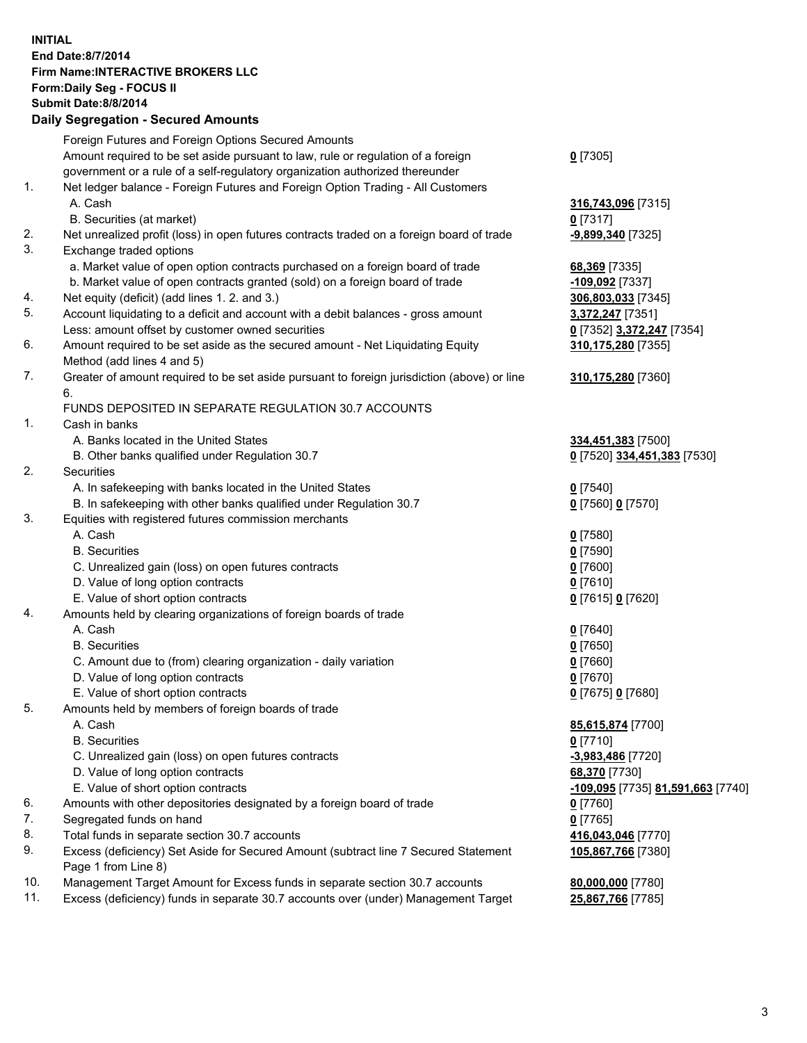**INITIAL**
**End Date:8/7/2014**
**Firm Name:INTERACTIVE BROKERS LLC**
**Form:Daily Seg - FOCUS II**
**Submit Date:8/8/2014**

## Daily Segregation - Secured Amounts

| | | |
|---|---|---|
| | Foreign Futures and Foreign Options Secured Amounts | |
| | Amount required to be set aside pursuant to law, rule or regulation of a foreign government or a rule of a self-regulatory organization authorized thereunder | **0** [7305] |
| 1. | Net ledger balance - Foreign Futures and Foreign Option Trading - All Customers | |
| | A. Cash | **316,743,096** [7315] |
| | B. Securities (at market) | **0** [7317] |
| 2. | Net unrealized profit (loss) in open futures contracts traded on a foreign board of trade | **-9,899,340** [7325] |
| 3. | Exchange traded options | |
| | a. Market value of open option contracts purchased on a foreign board of trade | **68,369** [7335] |
| | b. Market value of open contracts granted (sold) on a foreign board of trade | **-109,092** [7337] |
| 4. | Net equity (deficit) (add lines 1. 2. and 3.) | **306,803,033** [7345] |
| 5. | Account liquidating to a deficit and account with a debit balances - gross amount | **3,372,247** [7351] |
| | Less: amount offset by customer owned securities | **0** [7352] **3,372,247** [7354] |
| 6. | Amount required to be set aside as the secured amount - Net Liquidating Equity Method (add lines 4 and 5) | **310,175,280** [7355] |
| 7. | Greater of amount required to be set aside pursuant to foreign jurisdiction (above) or line 6. | **310,175,280** [7360] |
| | FUNDS DEPOSITED IN SEPARATE REGULATION 30.7 ACCOUNTS | |
| 1. | Cash in banks | |
| | A. Banks located in the United States | **334,451,383** [7500] |
| | B. Other banks qualified under Regulation 30.7 | **0** [7520] **334,451,383** [7530] |
| 2. | Securities | |
| | A. In safekeeping with banks located in the United States | **0** [7540] |
| | B. In safekeeping with other banks qualified under Regulation 30.7 | **0** [7560] **0** [7570] |
| 3. | Equities with registered futures commission merchants | |
| | A. Cash | **0** [7580] |
| | B. Securities | **0** [7590] |
| | C. Unrealized gain (loss) on open futures contracts | **0** [7600] |
| | D. Value of long option contracts | **0** [7610] |
| | E. Value of short option contracts | **0** [7615] **0** [7620] |
| 4. | Amounts held by clearing organizations of foreign boards of trade | |
| | A. Cash | **0** [7640] |
| | B. Securities | **0** [7650] |
| | C. Amount due to (from) clearing organization - daily variation | **0** [7660] |
| | D. Value of long option contracts | **0** [7670] |
| | E. Value of short option contracts | **0** [7675] **0** [7680] |
| 5. | Amounts held by members of foreign boards of trade | |
| | A. Cash | **85,615,874** [7700] |
| | B. Securities | **0** [7710] |
| | C. Unrealized gain (loss) on open futures contracts | **-3,983,486** [7720] |
| | D. Value of long option contracts | **68,370** [7730] |
| | E. Value of short option contracts | **-109,095** [7735] **81,591,663** [7740] |
| 6. | Amounts with other depositories designated by a foreign board of trade | **0** [7760] |
| 7. | Segregated funds on hand | **0** [7765] |
| 8. | Total funds in separate section 30.7 accounts | **416,043,046** [7770] |
| 9. | Excess (deficiency) Set Aside for Secured Amount (subtract line 7 Secured Statement Page 1 from Line 8) | **105,867,766** [7380] |
| 10. | Management Target Amount for Excess funds in separate section 30.7 accounts | **80,000,000** [7780] |
| 11. | Excess (deficiency) funds in separate 30.7 accounts over (under) Management Target | **25,867,766** [7785] |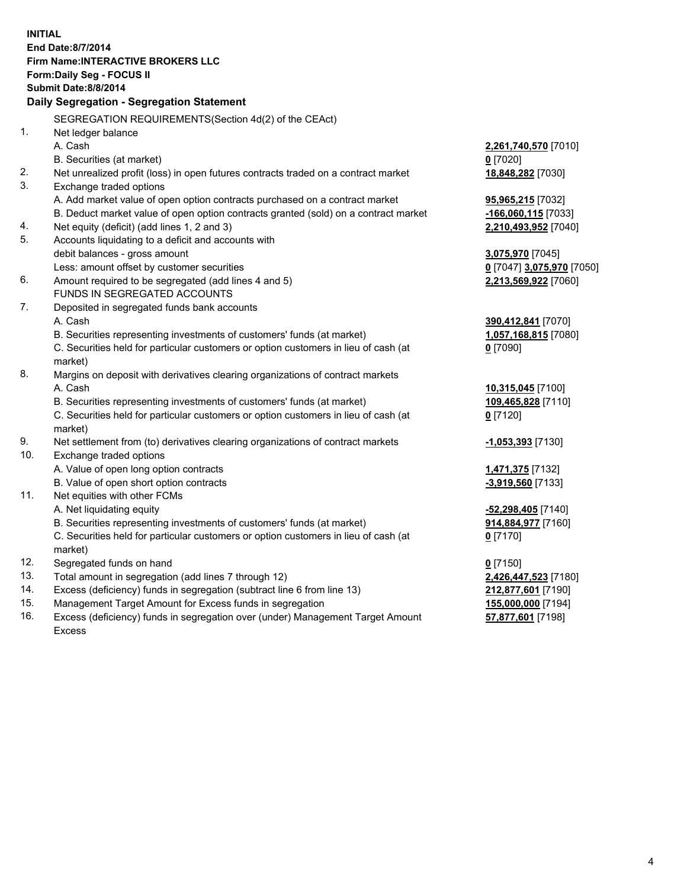**INITIAL**
**End Date:8/7/2014**
**Firm Name:INTERACTIVE BROKERS LLC**
**Form:Daily Seg - FOCUS II**
**Submit Date:8/8/2014**

## Daily Segregation - Segregation Statement

SEGREGATION REQUIREMENTS(Section 4d(2) of the CEAct)

| | | |
|---|---|---|
| 1. | Net ledger balance | |
| | A. Cash | **2,261,740,570** [7010] |
| | B. Securities (at market) | **0** [7020] |
| 2. | Net unrealized profit (loss) in open futures contracts traded on a contract market | **18,848,282** [7030] |
| 3. | Exchange traded options | |
| | A. Add market value of open option contracts purchased on a contract market | **95,965,215** [7032] |
| | B. Deduct market value of open option contracts granted (sold) on a contract market | **-166,060,115** [7033] |
| 4. | Net equity (deficit) (add lines 1, 2 and 3) | **2,210,493,952** [7040] |
| 5. | Accounts liquidating to a deficit and accounts with | |
| | debit balances - gross amount | **3,075,970** [7045] |
| | Less: amount offset by customer securities | **0** [7047] **3,075,970** [7050] |
| 6. | Amount required to be segregated (add lines 4 and 5) | **2,213,569,922** [7060] |
| | FUNDS IN SEGREGATED ACCOUNTS | |
| 7. | Deposited in segregated funds bank accounts | |
| | A. Cash | **390,412,841** [7070] |
| | B. Securities representing investments of customers' funds (at market) | **1,057,168,815** [7080] |
| | C. Securities held for particular customers or option customers in lieu of cash (at market) | **0** [7090] |
| 8. | Margins on deposit with derivatives clearing organizations of contract markets | |
| | A. Cash | **10,315,045** [7100] |
| | B. Securities representing investments of customers' funds (at market) | **109,465,828** [7110] |
| | C. Securities held for particular customers or option customers in lieu of cash (at market) | **0** [7120] |
| 9. | Net settlement from (to) derivatives clearing organizations of contract markets | **-1,053,393** [7130] |
| 10. | Exchange traded options | |
| | A. Value of open long option contracts | **1,471,375** [7132] |
| | B. Value of open short option contracts | **-3,919,560** [7133] |
| 11. | Net equities with other FCMs | |
| | A. Net liquidating equity | **-52,298,405** [7140] |
| | B. Securities representing investments of customers' funds (at market) | **914,884,977** [7160] |
| | C. Securities held for particular customers or option customers in lieu of cash (at market) | **0** [7170] |
| 12. | Segregated funds on hand | **0** [7150] |
| 13. | Total amount in segregation (add lines 7 through 12) | **2,426,447,523** [7180] |
| 14. | Excess (deficiency) funds in segregation (subtract line 6 from line 13) | **212,877,601** [7190] |
| 15. | Management Target Amount for Excess funds in segregation | **155,000,000** [7194] |
| 16. | Excess (deficiency) funds in segregation over (under) Management Target Amount Excess | **57,877,601** [7198] |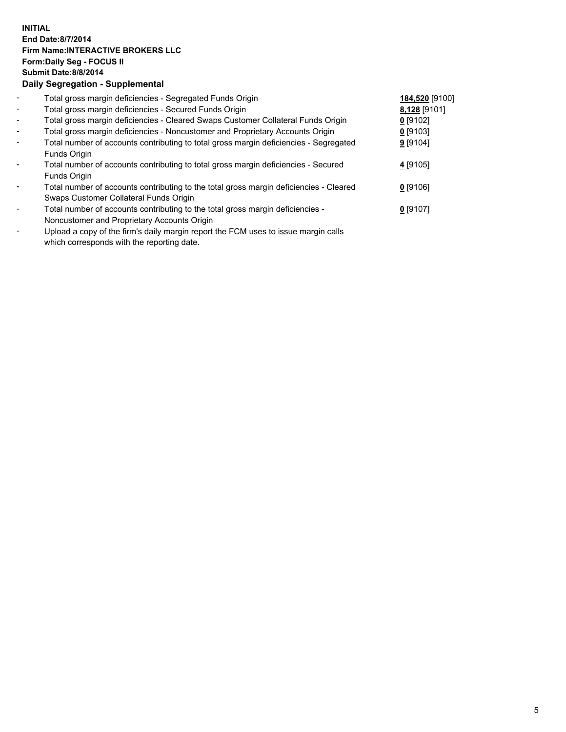**INITIAL**
**End Date:8/7/2014**
**Firm Name:INTERACTIVE BROKERS LLC**
**Form:Daily Seg - FOCUS II**
**Submit Date:8/8/2014**
**Daily Segregation - Supplemental**

| | | |
|---|---|---|
| - | Total gross margin deficiencies - Segregated Funds Origin | **184,520** [9100] |
| - | Total gross margin deficiencies - Secured Funds Origin | **8,128** [9101] |
| - | Total gross margin deficiencies - Cleared Swaps Customer Collateral Funds Origin | **0** [9102] |
| - | Total gross margin deficiencies - Noncustomer and Proprietary Accounts Origin | **0** [9103] |
| - | Total number of accounts contributing to total gross margin deficiencies - Segregated Funds Origin | **9** [9104] |
| - | Total number of accounts contributing to total gross margin deficiencies - Secured Funds Origin | **4** [9105] |
| - | Total number of accounts contributing to the total gross margin deficiencies - Cleared Swaps Customer Collateral Funds Origin | **0** [9106] |
| - | Total number of accounts contributing to the total gross margin deficiencies - Noncustomer and Proprietary Accounts Origin | **0** [9107] |
| - | Upload a copy of the firm's daily margin report the FCM uses to issue margin calls which corresponds with the reporting date. | |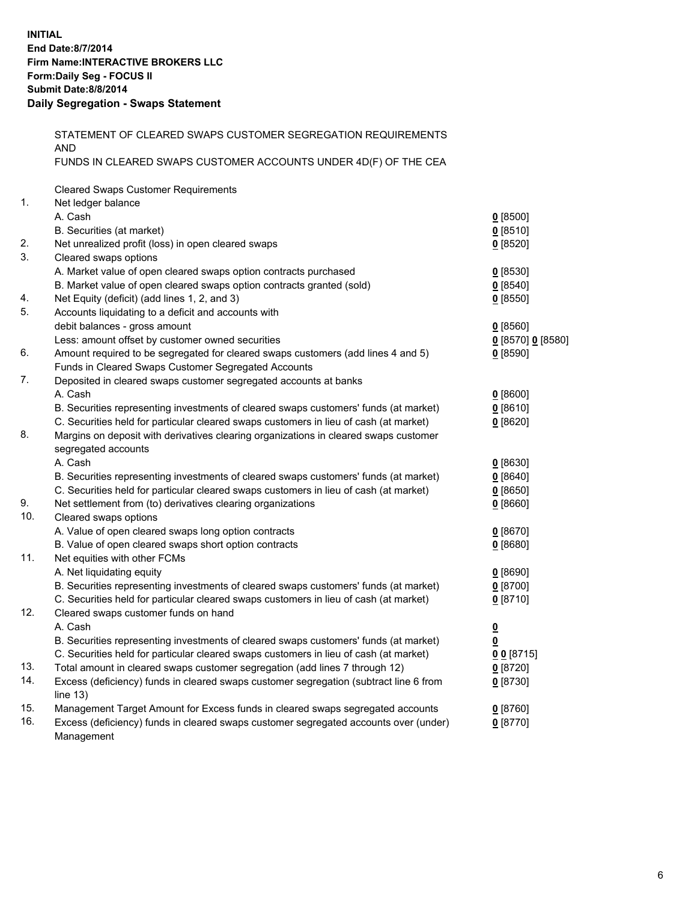**INITIAL**
**End Date:8/7/2014**
**Firm Name:INTERACTIVE BROKERS LLC**
**Form:Daily Seg - FOCUS II**
**Submit Date:8/8/2014**
**Daily Segregation - Swaps Statement**

STATEMENT OF CLEARED SWAPS CUSTOMER SEGREGATION REQUIREMENTS AND FUNDS IN CLEARED SWAPS CUSTOMER ACCOUNTS UNDER 4D(F) OF THE CEA

| | | |
|---|---|---|
| | Cleared Swaps Customer Requirements | |
| 1. | Net ledger balance | |
| | A. Cash | 0 [8500] |
| | B. Securities (at market) | 0 [8510] |
| 2. | Net unrealized profit (loss) in open cleared swaps | 0 [8520] |
| 3. | Cleared swaps options | |
| | A. Market value of open cleared swaps option contracts purchased | 0 [8530] |
| | B. Market value of open cleared swaps option contracts granted (sold) | 0 [8540] |
| 4. | Net Equity (deficit) (add lines 1, 2, and 3) | 0 [8550] |
| 5. | Accounts liquidating to a deficit and accounts with | |
| | debit balances - gross amount | 0 [8560] |
| | Less: amount offset by customer owned securities | 0 [8570] 0 [8580] |
| 6. | Amount required to be segregated for cleared swaps customers (add lines 4 and 5) | 0 [8590] |
| | Funds in Cleared Swaps Customer Segregated Accounts | |
| 7. | Deposited in cleared swaps customer segregated accounts at banks | |
| | A. Cash | 0 [8600] |
| | B. Securities representing investments of cleared swaps customers' funds (at market) | 0 [8610] |
| | C. Securities held for particular cleared swaps customers in lieu of cash (at market) | 0 [8620] |
| 8. | Margins on deposit with derivatives clearing organizations in cleared swaps customer segregated accounts | |
| | A. Cash | 0 [8630] |
| | B. Securities representing investments of cleared swaps customers' funds (at market) | 0 [8640] |
| | C. Securities held for particular cleared swaps customers in lieu of cash (at market) | 0 [8650] |
| 9. | Net settlement from (to) derivatives clearing organizations | 0 [8660] |
| 10. | Cleared swaps options | |
| | A. Value of open cleared swaps long option contracts | 0 [8670] |
| | B. Value of open cleared swaps short option contracts | 0 [8680] |
| 11. | Net equities with other FCMs | |
| | A. Net liquidating equity | 0 [8690] |
| | B. Securities representing investments of cleared swaps customers' funds (at market) | 0 [8700] |
| | C. Securities held for particular cleared swaps customers in lieu of cash (at market) | 0 [8710] |
| 12. | Cleared swaps customer funds on hand | |
| | A. Cash | 0 |
| | B. Securities representing investments of cleared swaps customers' funds (at market) | 0 |
| | C. Securities held for particular cleared swaps customers in lieu of cash (at market) | 0 0 [8715] |
| 13. | Total amount in cleared swaps customer segregation (add lines 7 through 12) | 0 [8720] |
| 14. | Excess (deficiency) funds in cleared swaps customer segregation (subtract line 6 from line 13) | 0 [8730] |
| 15. | Management Target Amount for Excess funds in cleared swaps segregated accounts | 0 [8760] |
| 16. | Excess (deficiency) funds in cleared swaps customer segregated accounts over (under) Management | 0 [8770] |